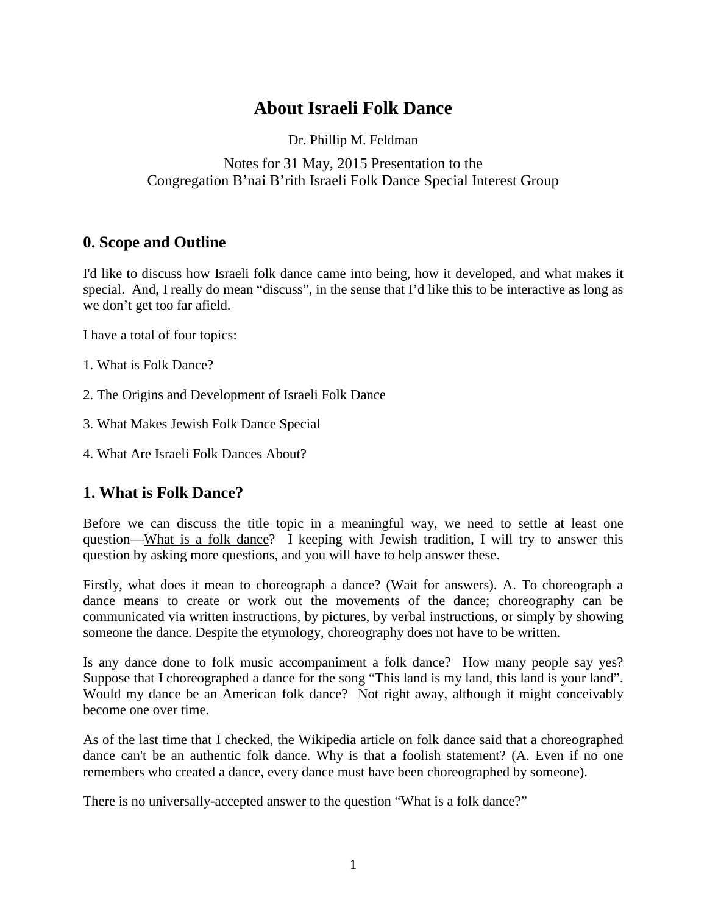# About Israeli Folk Dance

Dr. Phillip M. Feldman

Notes for 31 May, 2015 Presentation to the
Congregation B'nai B'rith Israeli Folk Dance Special Interest Group

## 0. Scope and Outline

I'd like to discuss how Israeli folk dance came into being, how it developed, and what makes it special. And, I really do mean "discuss", in the sense that I'd like this to be interactive as long as we don't get too far afield.

I have a total of four topics:

1. What is Folk Dance?

2. The Origins and Development of Israeli Folk Dance

3. What Makes Jewish Folk Dance Special

4. What Are Israeli Folk Dances About?

## 1. What is Folk Dance?

Before we can discuss the title topic in a meaningful way, we need to settle at least one question—<u>What is a folk dance</u>? I keeping with Jewish tradition, I will try to answer this question by asking more questions, and you will have to help answer these.

Firstly, what does it mean to choreograph a dance? (Wait for answers). A. To choreograph a dance means to create or work out the movements of the dance; choreography can be communicated via written instructions, by pictures, by verbal instructions, or simply by showing someone the dance. Despite the etymology, choreography does not have to be written.

Is any dance done to folk music accompaniment a folk dance? How many people say yes? Suppose that I choreographed a dance for the song "This land is my land, this land is your land". Would my dance be an American folk dance? Not right away, although it might conceivably become one over time.

As of the last time that I checked, the Wikipedia article on folk dance said that a choreographed dance can't be an authentic folk dance. Why is that a foolish statement? (A. Even if no one remembers who created a dance, every dance must have been choreographed by someone).

There is no universally-accepted answer to the question "What is a folk dance?"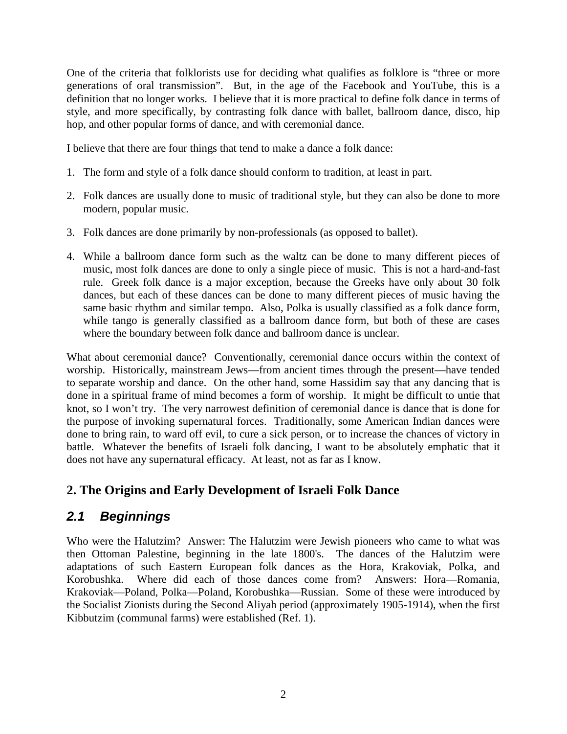One of the criteria that folklorists use for deciding what qualifies as folklore is "three or more generations of oral transmission". But, in the age of the Facebook and YouTube, this is a definition that no longer works. I believe that it is more practical to define folk dance in terms of style, and more specifically, by contrasting folk dance with ballet, ballroom dance, disco, hip hop, and other popular forms of dance, and with ceremonial dance.

I believe that there are four things that tend to make a dance a folk dance:

1. The form and style of a folk dance should conform to tradition, at least in part.
2. Folk dances are usually done to music of traditional style, but they can also be done to more modern, popular music.
3. Folk dances are done primarily by non-professionals (as opposed to ballet).
4. While a ballroom dance form such as the waltz can be done to many different pieces of music, most folk dances are done to only a single piece of music. This is not a hard-and-fast rule. Greek folk dance is a major exception, because the Greeks have only about 30 folk dances, but each of these dances can be done to many different pieces of music having the same basic rhythm and similar tempo. Also, Polka is usually classified as a folk dance form, while tango is generally classified as a ballroom dance form, but both of these are cases where the boundary between folk dance and ballroom dance is unclear.

What about ceremonial dance? Conventionally, ceremonial dance occurs within the context of worship. Historically, mainstream Jews—from ancient times through the present—have tended to separate worship and dance. On the other hand, some Hassidim say that any dancing that is done in a spiritual frame of mind becomes a form of worship. It might be difficult to untie that knot, so I won't try. The very narrowest definition of ceremonial dance is dance that is done for the purpose of invoking supernatural forces. Traditionally, some American Indian dances were done to bring rain, to ward off evil, to cure a sick person, or to increase the chances of victory in battle. Whatever the benefits of Israeli folk dancing, I want to be absolutely emphatic that it does not have any supernatural efficacy. At least, not as far as I know.

## 2. The Origins and Early Development of Israeli Folk Dance

### *2.1 Beginnings*

Who were the Halutzim? Answer: The Halutzim were Jewish pioneers who came to what was then Ottoman Palestine, beginning in the late 1800's. The dances of the Halutzim were adaptations of such Eastern European folk dances as the Hora, Krakoviak, Polka, and Korobushka. Where did each of those dances come from? Answers: Hora—Romania, Krakoviak—Poland, Polka—Poland, Korobushka—Russian. Some of these were introduced by the Socialist Zionists during the Second Aliyah period (approximately 1905-1914), when the first Kibbutzim (communal farms) were established (Ref. 1).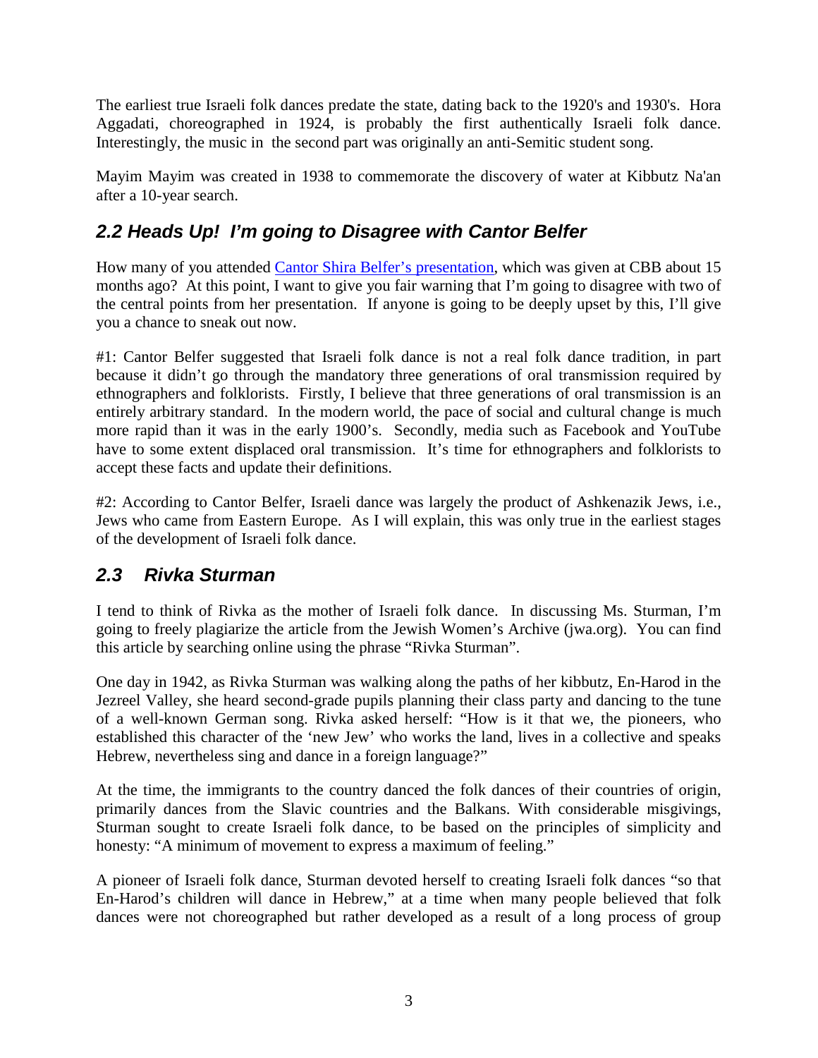The earliest true Israeli folk dances predate the state, dating back to the 1920's and 1930's. Hora Aggadati, choreographed in 1924, is probably the first authentically Israeli folk dance. Interestingly, the music in the second part was originally an anti-Semitic student song.

Mayim Mayim was created in 1938 to commemorate the discovery of water at Kibbutz Na'an after a 10-year search.

## *2.2 Heads Up! I'm going to Disagree with Cantor Belfer*

How many of you attended [Cantor Shira Belfer's presentation](), which was given at CBB about 15 months ago? At this point, I want to give you fair warning that I'm going to disagree with two of the central points from her presentation. If anyone is going to be deeply upset by this, I'll give you a chance to sneak out now.

#1: Cantor Belfer suggested that Israeli folk dance is not a real folk dance tradition, in part because it didn't go through the mandatory three generations of oral transmission required by ethnographers and folklorists. Firstly, I believe that three generations of oral transmission is an entirely arbitrary standard. In the modern world, the pace of social and cultural change is much more rapid than it was in the early 1900's. Secondly, media such as Facebook and YouTube have to some extent displaced oral transmission. It's time for ethnographers and folklorists to accept these facts and update their definitions.

#2: According to Cantor Belfer, Israeli dance was largely the product of Ashkenazik Jews, i.e., Jews who came from Eastern Europe. As I will explain, this was only true in the earliest stages of the development of Israeli folk dance.

## *2.3 Rivka Sturman*

I tend to think of Rivka as the mother of Israeli folk dance. In discussing Ms. Sturman, I'm going to freely plagiarize the article from the Jewish Women's Archive (jwa.org). You can find this article by searching online using the phrase "Rivka Sturman".

One day in 1942, as Rivka Sturman was walking along the paths of her kibbutz, En-Harod in the Jezreel Valley, she heard second-grade pupils planning their class party and dancing to the tune of a well-known German song. Rivka asked herself: "How is it that we, the pioneers, who established this character of the 'new Jew' who works the land, lives in a collective and speaks Hebrew, nevertheless sing and dance in a foreign language?"

At the time, the immigrants to the country danced the folk dances of their countries of origin, primarily dances from the Slavic countries and the Balkans. With considerable misgivings, Sturman sought to create Israeli folk dance, to be based on the principles of simplicity and honesty: "A minimum of movement to express a maximum of feeling."

A pioneer of Israeli folk dance, Sturman devoted herself to creating Israeli folk dances "so that En-Harod's children will dance in Hebrew," at a time when many people believed that folk dances were not choreographed but rather developed as a result of a long process of group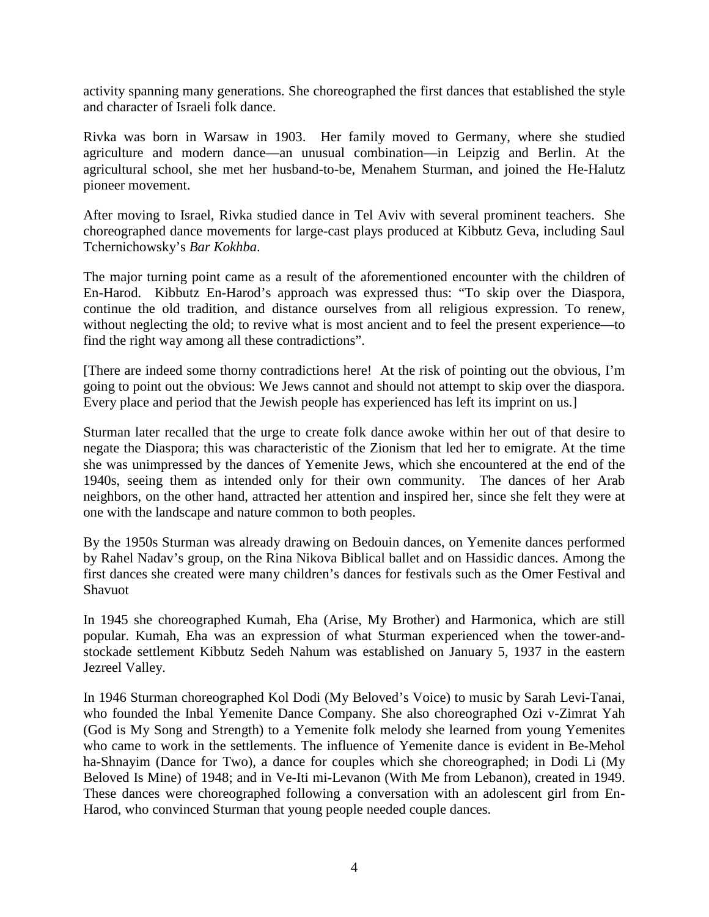activity spanning many generations. She choreographed the first dances that established the style and character of Israeli folk dance.

Rivka was born in Warsaw in 1903. Her family moved to Germany, where she studied agriculture and modern dance—an unusual combination—in Leipzig and Berlin. At the agricultural school, she met her husband-to-be, Menahem Sturman, and joined the He-Halutz pioneer movement.

After moving to Israel, Rivka studied dance in Tel Aviv with several prominent teachers. She choreographed dance movements for large-cast plays produced at Kibbutz Geva, including Saul Tchernichowsky's *Bar Kokhba*.

The major turning point came as a result of the aforementioned encounter with the children of En-Harod. Kibbutz En-Harod's approach was expressed thus: "To skip over the Diaspora, continue the old tradition, and distance ourselves from all religious expression. To renew, without neglecting the old; to revive what is most ancient and to feel the present experience—to find the right way among all these contradictions".

[There are indeed some thorny contradictions here! At the risk of pointing out the obvious, I'm going to point out the obvious: We Jews cannot and should not attempt to skip over the diaspora. Every place and period that the Jewish people has experienced has left its imprint on us.]

Sturman later recalled that the urge to create folk dance awoke within her out of that desire to negate the Diaspora; this was characteristic of the Zionism that led her to emigrate. At the time she was unimpressed by the dances of Yemenite Jews, which she encountered at the end of the 1940s, seeing them as intended only for their own community. The dances of her Arab neighbors, on the other hand, attracted her attention and inspired her, since she felt they were at one with the landscape and nature common to both peoples.

By the 1950s Sturman was already drawing on Bedouin dances, on Yemenite dances performed by Rahel Nadav's group, on the Rina Nikova Biblical ballet and on Hassidic dances. Among the first dances she created were many children's dances for festivals such as the Omer Festival and Shavuot

In 1945 she choreographed Kumah, Eha (Arise, My Brother) and Harmonica, which are still popular. Kumah, Eha was an expression of what Sturman experienced when the tower-and-stockade settlement Kibbutz Sedeh Nahum was established on January 5, 1937 in the eastern Jezreel Valley.

In 1946 Sturman choreographed Kol Dodi (My Beloved's Voice) to music by Sarah Levi-Tanai, who founded the Inbal Yemenite Dance Company. She also choreographed Ozi v-Zimrat Yah (God is My Song and Strength) to a Yemenite folk melody she learned from young Yemenites who came to work in the settlements. The influence of Yemenite dance is evident in Be-Mehol ha-Shnayim (Dance for Two), a dance for couples which she choreographed; in Dodi Li (My Beloved Is Mine) of 1948; and in Ve-Iti mi-Levanon (With Me from Lebanon), created in 1949. These dances were choreographed following a conversation with an adolescent girl from En-Harod, who convinced Sturman that young people needed couple dances.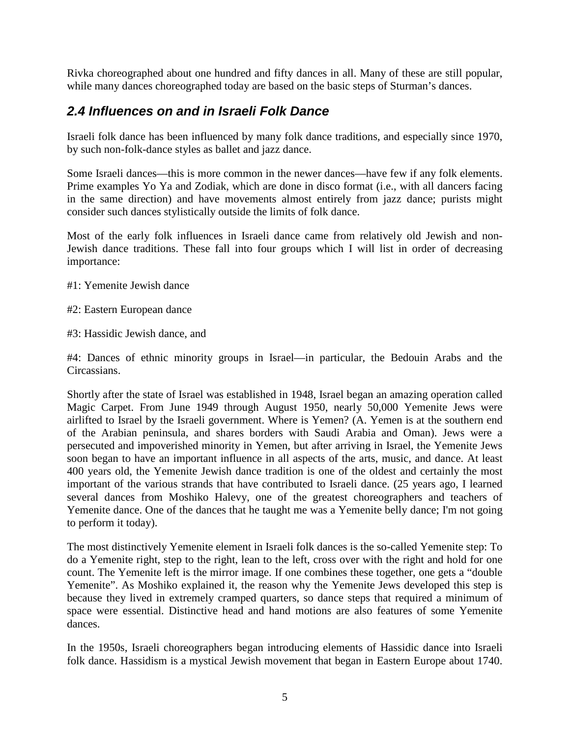Rivka choreographed about one hundred and fifty dances in all. Many of these are still popular, while many dances choreographed today are based on the basic steps of Sturman's dances.

## *2.4 Influences on and in Israeli Folk Dance*

Israeli folk dance has been influenced by many folk dance traditions, and especially since 1970, by such non-folk-dance styles as ballet and jazz dance.

Some Israeli dances—this is more common in the newer dances—have few if any folk elements. Prime examples Yo Ya and Zodiak, which are done in disco format (i.e., with all dancers facing in the same direction) and have movements almost entirely from jazz dance; purists might consider such dances stylistically outside the limits of folk dance.

Most of the early folk influences in Israeli dance came from relatively old Jewish and non-Jewish dance traditions. These fall into four groups which I will list in order of decreasing importance:

#1: Yemenite Jewish dance

#2: Eastern European dance

#3: Hassidic Jewish dance, and

#4: Dances of ethnic minority groups in Israel—in particular, the Bedouin Arabs and the Circassians.

Shortly after the state of Israel was established in 1948, Israel began an amazing operation called Magic Carpet. From June 1949 through August 1950, nearly 50,000 Yemenite Jews were airlifted to Israel by the Israeli government. Where is Yemen? (A. Yemen is at the southern end of the Arabian peninsula, and shares borders with Saudi Arabia and Oman). Jews were a persecuted and impoverished minority in Yemen, but after arriving in Israel, the Yemenite Jews soon began to have an important influence in all aspects of the arts, music, and dance. At least 400 years old, the Yemenite Jewish dance tradition is one of the oldest and certainly the most important of the various strands that have contributed to Israeli dance. (25 years ago, I learned several dances from Moshiko Halevy, one of the greatest choreographers and teachers of Yemenite dance. One of the dances that he taught me was a Yemenite belly dance; I'm not going to perform it today).

The most distinctively Yemenite element in Israeli folk dances is the so-called Yemenite step: To do a Yemenite right, step to the right, lean to the left, cross over with the right and hold for one count. The Yemenite left is the mirror image. If one combines these together, one gets a "double Yemenite". As Moshiko explained it, the reason why the Yemenite Jews developed this step is because they lived in extremely cramped quarters, so dance steps that required a minimum of space were essential. Distinctive head and hand motions are also features of some Yemenite dances.

In the 1950s, Israeli choreographers began introducing elements of Hassidic dance into Israeli folk dance. Hassidism is a mystical Jewish movement that began in Eastern Europe about 1740.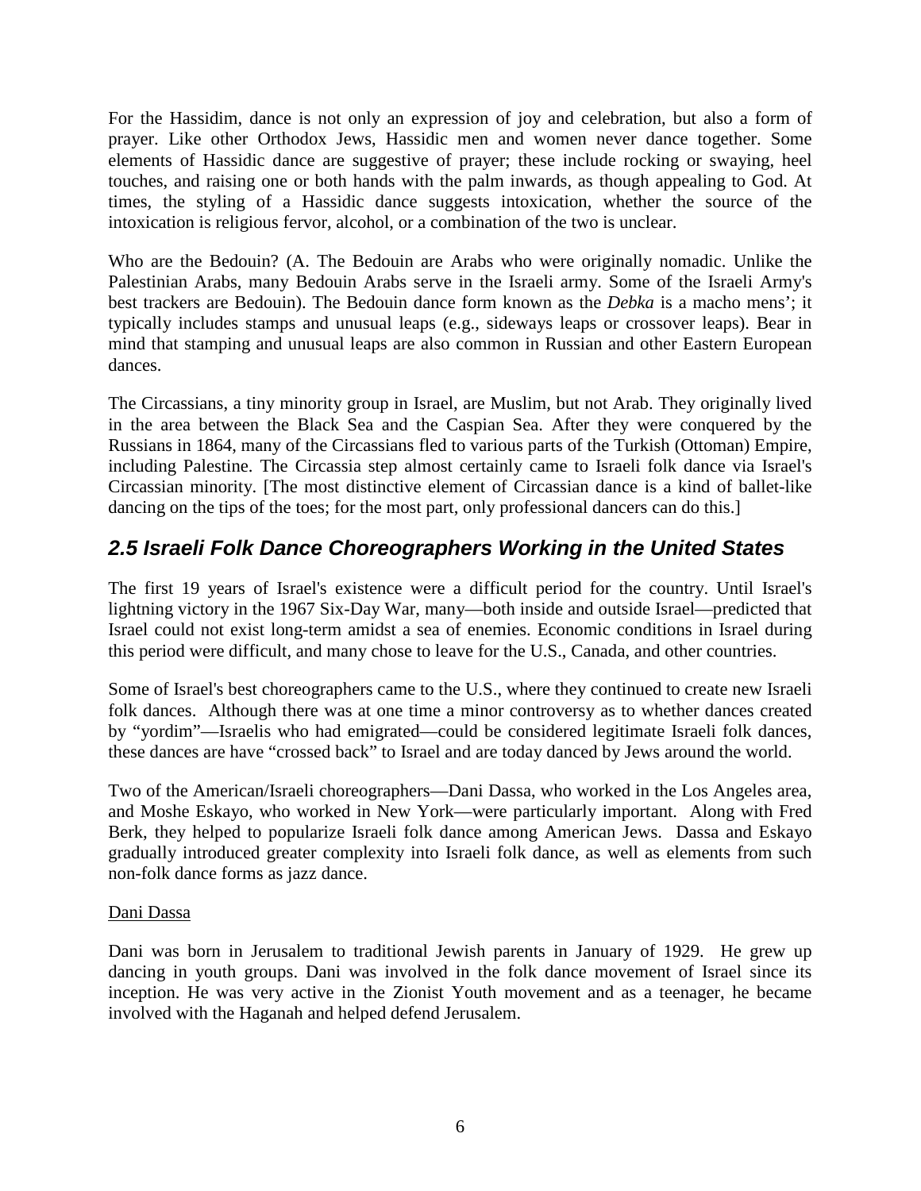For the Hassidim, dance is not only an expression of joy and celebration, but also a form of prayer. Like other Orthodox Jews, Hassidic men and women never dance together. Some elements of Hassidic dance are suggestive of prayer; these include rocking or swaying, heel touches, and raising one or both hands with the palm inwards, as though appealing to God. At times, the styling of a Hassidic dance suggests intoxication, whether the source of the intoxication is religious fervor, alcohol, or a combination of the two is unclear.

Who are the Bedouin? (A. The Bedouin are Arabs who were originally nomadic. Unlike the Palestinian Arabs, many Bedouin Arabs serve in the Israeli army. Some of the Israeli Army's best trackers are Bedouin). The Bedouin dance form known as the *Debka* is a macho mens'; it typically includes stamps and unusual leaps (e.g., sideways leaps or crossover leaps). Bear in mind that stamping and unusual leaps are also common in Russian and other Eastern European dances.

The Circassians, a tiny minority group in Israel, are Muslim, but not Arab. They originally lived in the area between the Black Sea and the Caspian Sea. After they were conquered by the Russians in 1864, many of the Circassians fled to various parts of the Turkish (Ottoman) Empire, including Palestine. The Circassia step almost certainly came to Israeli folk dance via Israel's Circassian minority. [The most distinctive element of Circassian dance is a kind of ballet-like dancing on the tips of the toes; for the most part, only professional dancers can do this.]

## 2.5 Israeli Folk Dance Choreographers Working in the United States

The first 19 years of Israel's existence were a difficult period for the country. Until Israel's lightning victory in the 1967 Six-Day War, many—both inside and outside Israel—predicted that Israel could not exist long-term amidst a sea of enemies. Economic conditions in Israel during this period were difficult, and many chose to leave for the U.S., Canada, and other countries.

Some of Israel's best choreographers came to the U.S., where they continued to create new Israeli folk dances. Although there was at one time a minor controversy as to whether dances created by "yordim"—Israelis who had emigrated—could be considered legitimate Israeli folk dances, these dances are have "crossed back" to Israel and are today danced by Jews around the world.

Two of the American/Israeli choreographers—Dani Dassa, who worked in the Los Angeles area, and Moshe Eskayo, who worked in New York—were particularly important. Along with Fred Berk, they helped to popularize Israeli folk dance among American Jews. Dassa and Eskayo gradually introduced greater complexity into Israeli folk dance, as well as elements from such non-folk dance forms as jazz dance.

Dani Dassa

Dani was born in Jerusalem to traditional Jewish parents in January of 1929. He grew up dancing in youth groups. Dani was involved in the folk dance movement of Israel since its inception. He was very active in the Zionist Youth movement and as a teenager, he became involved with the Haganah and helped defend Jerusalem.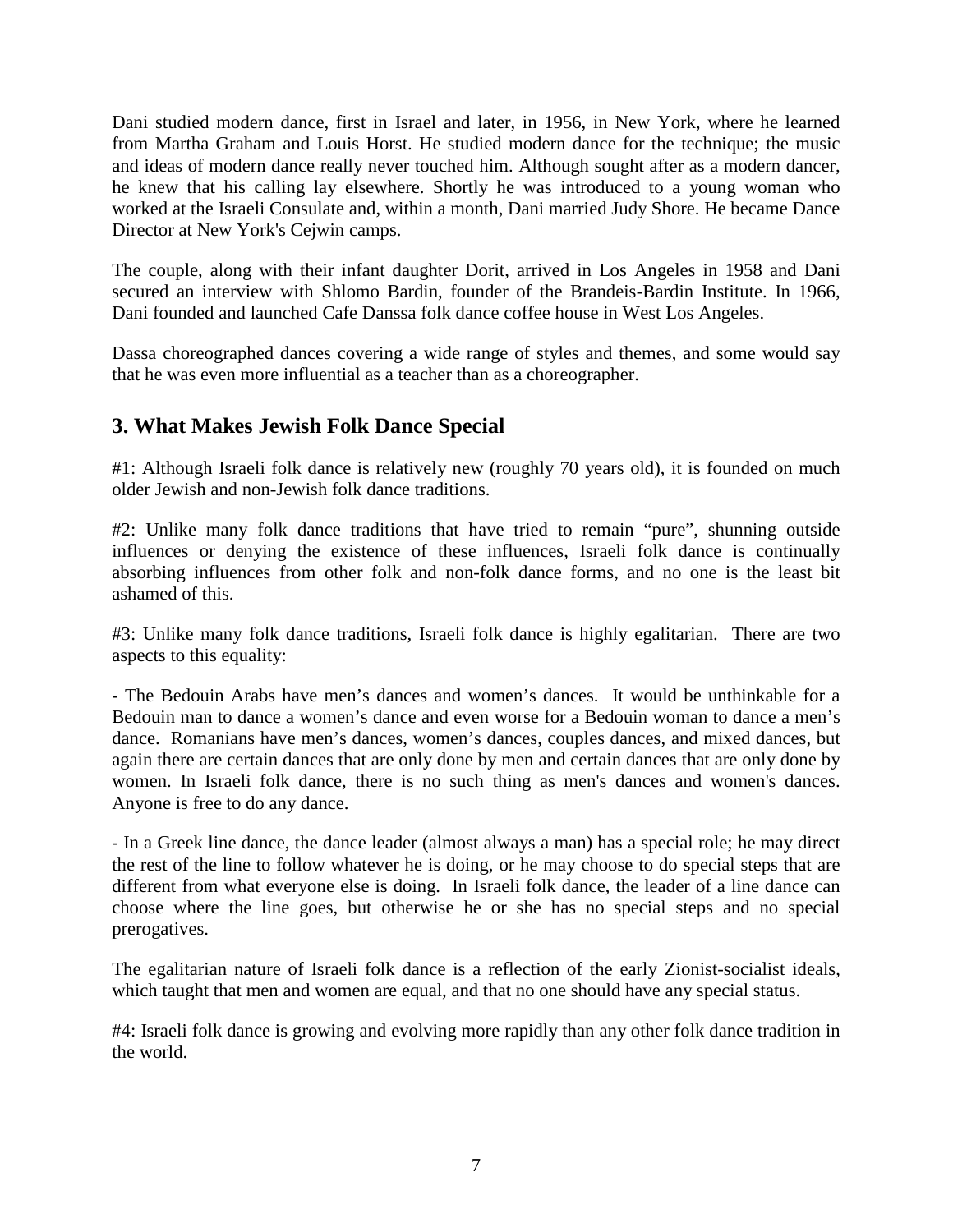Dani studied modern dance, first in Israel and later, in 1956, in New York, where he learned from Martha Graham and Louis Horst. He studied modern dance for the technique; the music and ideas of modern dance really never touched him. Although sought after as a modern dancer, he knew that his calling lay elsewhere. Shortly he was introduced to a young woman who worked at the Israeli Consulate and, within a month, Dani married Judy Shore. He became Dance Director at New York's Cejwin camps.

The couple, along with their infant daughter Dorit, arrived in Los Angeles in 1958 and Dani secured an interview with Shlomo Bardin, founder of the Brandeis-Bardin Institute. In 1966, Dani founded and launched Cafe Danssa folk dance coffee house in West Los Angeles.

Dassa choreographed dances covering a wide range of styles and themes, and some would say that he was even more influential as a teacher than as a choreographer.

## 3. What Makes Jewish Folk Dance Special

#1: Although Israeli folk dance is relatively new (roughly 70 years old), it is founded on much older Jewish and non-Jewish folk dance traditions.

#2: Unlike many folk dance traditions that have tried to remain "pure", shunning outside influences or denying the existence of these influences, Israeli folk dance is continually absorbing influences from other folk and non-folk dance forms, and no one is the least bit ashamed of this.

#3: Unlike many folk dance traditions, Israeli folk dance is highly egalitarian. There are two aspects to this equality:

- The Bedouin Arabs have men's dances and women's dances. It would be unthinkable for a Bedouin man to dance a women's dance and even worse for a Bedouin woman to dance a men's dance. Romanians have men's dances, women's dances, couples dances, and mixed dances, but again there are certain dances that are only done by men and certain dances that are only done by women. In Israeli folk dance, there is no such thing as men's dances and women's dances. Anyone is free to do any dance.

- In a Greek line dance, the dance leader (almost always a man) has a special role; he may direct the rest of the line to follow whatever he is doing, or he may choose to do special steps that are different from what everyone else is doing. In Israeli folk dance, the leader of a line dance can choose where the line goes, but otherwise he or she has no special steps and no special prerogatives.

The egalitarian nature of Israeli folk dance is a reflection of the early Zionist-socialist ideals, which taught that men and women are equal, and that no one should have any special status.

#4: Israeli folk dance is growing and evolving more rapidly than any other folk dance tradition in the world.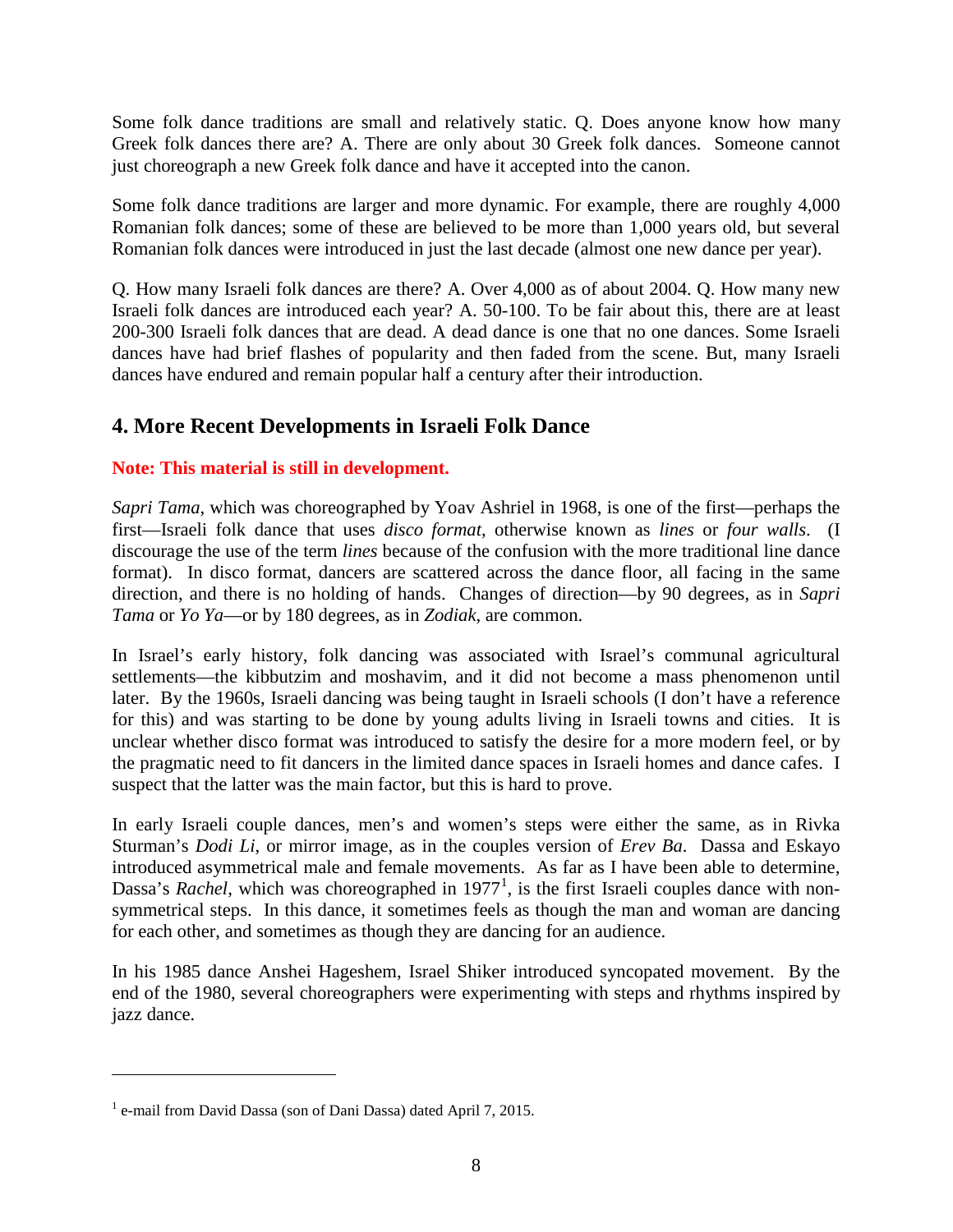Some folk dance traditions are small and relatively static. Q. Does anyone know how many Greek folk dances there are? A. There are only about 30 Greek folk dances. Someone cannot just choreograph a new Greek folk dance and have it accepted into the canon.

Some folk dance traditions are larger and more dynamic. For example, there are roughly 4,000 Romanian folk dances; some of these are believed to be more than 1,000 years old, but several Romanian folk dances were introduced in just the last decade (almost one new dance per year).

Q. How many Israeli folk dances are there? A. Over 4,000 as of about 2004. Q. How many new Israeli folk dances are introduced each year? A. 50-100. To be fair about this, there are at least 200-300 Israeli folk dances that are dead. A dead dance is one that no one dances. Some Israeli dances have had brief flashes of popularity and then faded from the scene. But, many Israeli dances have endured and remain popular half a century after their introduction.

## 4. More Recent Developments in Israeli Folk Dance

**Note: This material is still in development.**

*Sapri Tama*, which was choreographed by Yoav Ashriel in 1968, is one of the first—perhaps the first—Israeli folk dance that uses *disco format*, otherwise known as *lines* or *four walls*. (I discourage the use of the term *lines* because of the confusion with the more traditional line dance format). In disco format, dancers are scattered across the dance floor, all facing in the same direction, and there is no holding of hands. Changes of direction—by 90 degrees, as in *Sapri Tama* or *Yo Ya*—or by 180 degrees, as in *Zodiak*, are common.

In Israel's early history, folk dancing was associated with Israel's communal agricultural settlements—the kibbutzim and moshavim, and it did not become a mass phenomenon until later. By the 1960s, Israeli dancing was being taught in Israeli schools (I don't have a reference for this) and was starting to be done by young adults living in Israeli towns and cities. It is unclear whether disco format was introduced to satisfy the desire for a more modern feel, or by the pragmatic need to fit dancers in the limited dance spaces in Israeli homes and dance cafes. I suspect that the latter was the main factor, but this is hard to prove.

In early Israeli couple dances, men's and women's steps were either the same, as in Rivka Sturman's *Dodi Li*, or mirror image, as in the couples version of *Erev Ba*. Dassa and Eskayo introduced asymmetrical male and female movements. As far as I have been able to determine, Dassa's *Rachel*, which was choreographed in 1977[1], is the first Israeli couples dance with non-symmetrical steps. In this dance, it sometimes feels as though the man and woman are dancing for each other, and sometimes as though they are dancing for an audience.

In his 1985 dance Anshei Hageshem, Israel Shiker introduced syncopated movement. By the end of the 1980, several choreographers were experimenting with steps and rhythms inspired by jazz dance.

---

[1] e-mail from David Dassa (son of Dani Dassa) dated April 7, 2015.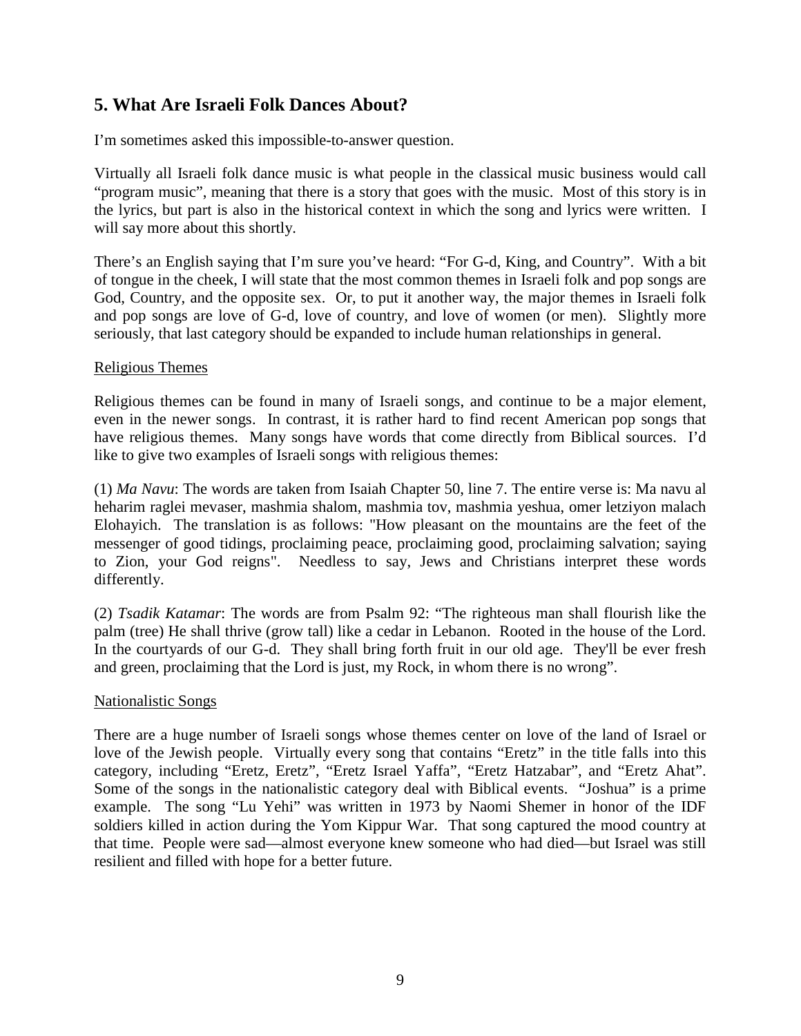## 5. What Are Israeli Folk Dances About?

I'm sometimes asked this impossible-to-answer question.

Virtually all Israeli folk dance music is what people in the classical music business would call "program music", meaning that there is a story that goes with the music. Most of this story is in the lyrics, but part is also in the historical context in which the song and lyrics were written. I will say more about this shortly.

There's an English saying that I'm sure you've heard: "For G-d, King, and Country". With a bit of tongue in the cheek, I will state that the most common themes in Israeli folk and pop songs are God, Country, and the opposite sex. Or, to put it another way, the major themes in Israeli folk and pop songs are love of G-d, love of country, and love of women (or men). Slightly more seriously, that last category should be expanded to include human relationships in general.

<u>Religious Themes</u>

Religious themes can be found in many of Israeli songs, and continue to be a major element, even in the newer songs. In contrast, it is rather hard to find recent American pop songs that have religious themes. Many songs have words that come directly from Biblical sources. I'd like to give two examples of Israeli songs with religious themes:

(1) *Ma Navu*: The words are taken from Isaiah Chapter 50, line 7. The entire verse is: Ma navu al heharim raglei mevaser, mashmia shalom, mashmia tov, mashmia yeshua, omer letziyon malach Elohayich. The translation is as follows: "How pleasant on the mountains are the feet of the messenger of good tidings, proclaiming peace, proclaiming good, proclaiming salvation; saying to Zion, your God reigns". Needless to say, Jews and Christians interpret these words differently.

(2) *Tsadik Katamar*: The words are from Psalm 92: "The righteous man shall flourish like the palm (tree) He shall thrive (grow tall) like a cedar in Lebanon. Rooted in the house of the Lord. In the courtyards of our G-d. They shall bring forth fruit in our old age. They'll be ever fresh and green, proclaiming that the Lord is just, my Rock, in whom there is no wrong".

<u>Nationalistic Songs</u>

There are a huge number of Israeli songs whose themes center on love of the land of Israel or love of the Jewish people. Virtually every song that contains "Eretz" in the title falls into this category, including "Eretz, Eretz", "Eretz Israel Yaffa", "Eretz Hatzabar", and "Eretz Ahat". Some of the songs in the nationalistic category deal with Biblical events. "Joshua" is a prime example. The song "Lu Yehi" was written in 1973 by Naomi Shemer in honor of the IDF soldiers killed in action during the Yom Kippur War. That song captured the mood country at that time. People were sad—almost everyone knew someone who had died—but Israel was still resilient and filled with hope for a better future.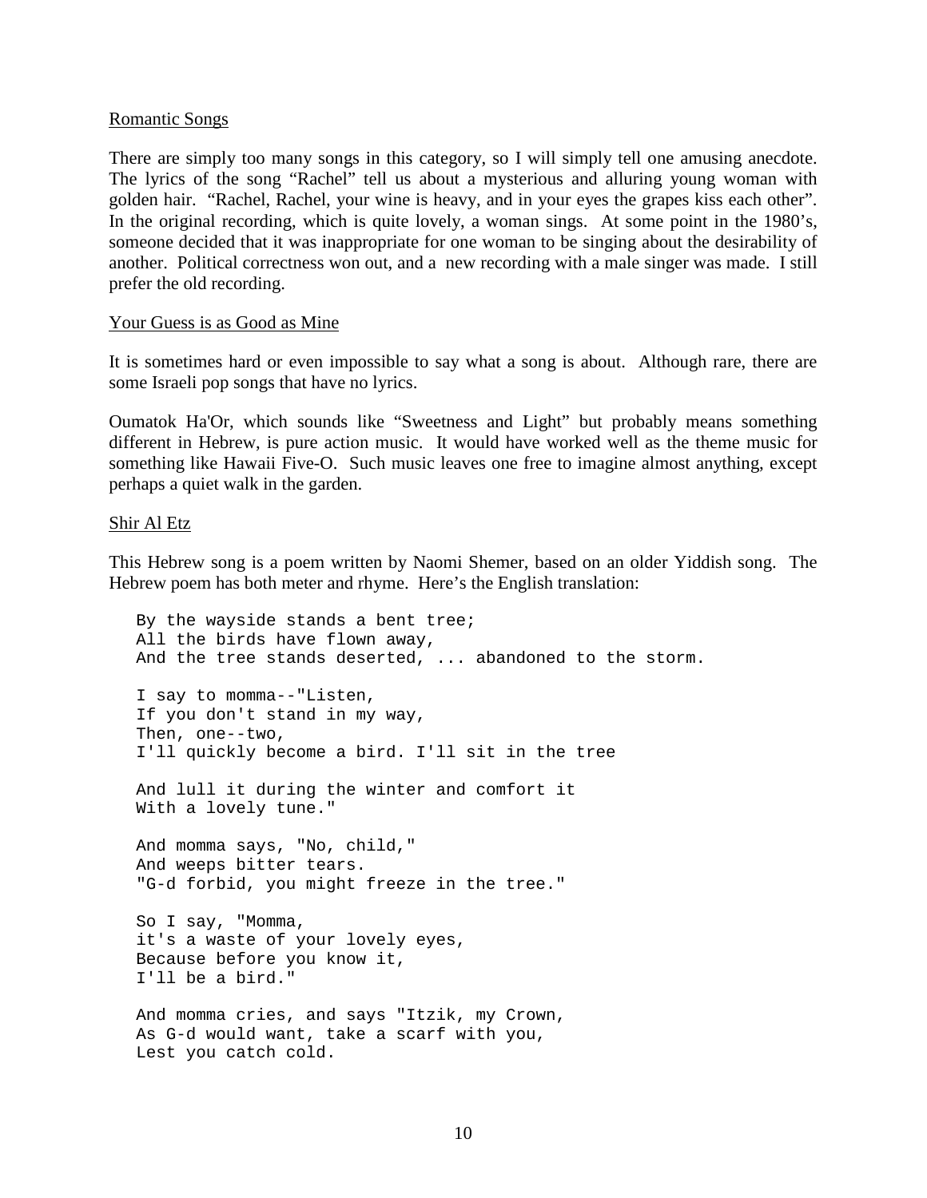<u>Romantic Songs</u>

There are simply too many songs in this category, so I will simply tell one amusing anecdote. The lyrics of the song "Rachel" tell us about a mysterious and alluring young woman with golden hair. "Rachel, Rachel, your wine is heavy, and in your eyes the grapes kiss each other". In the original recording, which is quite lovely, a woman sings. At some point in the 1980's, someone decided that it was inappropriate for one woman to be singing about the desirability of another. Political correctness won out, and a new recording with a male singer was made. I still prefer the old recording.

<u>Your Guess is as Good as Mine</u>

It is sometimes hard or even impossible to say what a song is about. Although rare, there are some Israeli pop songs that have no lyrics.

Oumatok Ha'Or, which sounds like "Sweetness and Light" but probably means something different in Hebrew, is pure action music. It would have worked well as the theme music for something like Hawaii Five-O. Such music leaves one free to imagine almost anything, except perhaps a quiet walk in the garden.

<u>Shir Al Etz</u>

This Hebrew song is a poem written by Naomi Shemer, based on an older Yiddish song. The Hebrew poem has both meter and rhyme. Here's the English translation:

```
By the wayside stands a bent tree;
All the birds have flown away,
And the tree stands deserted, ... abandoned to the storm.

I say to momma--"Listen,
If you don't stand in my way,
Then, one--two,
I'll quickly become a bird. I'll sit in the tree

And lull it during the winter and comfort it
With a lovely tune."

And momma says, "No, child,"
And weeps bitter tears.
"G-d forbid, you might freeze in the tree."

So I say, "Momma,
it's a waste of your lovely eyes,
Because before you know it,
I'll be a bird."

And momma cries, and says "Itzik, my Crown,
As G-d would want, take a scarf with you,
Lest you catch cold.
```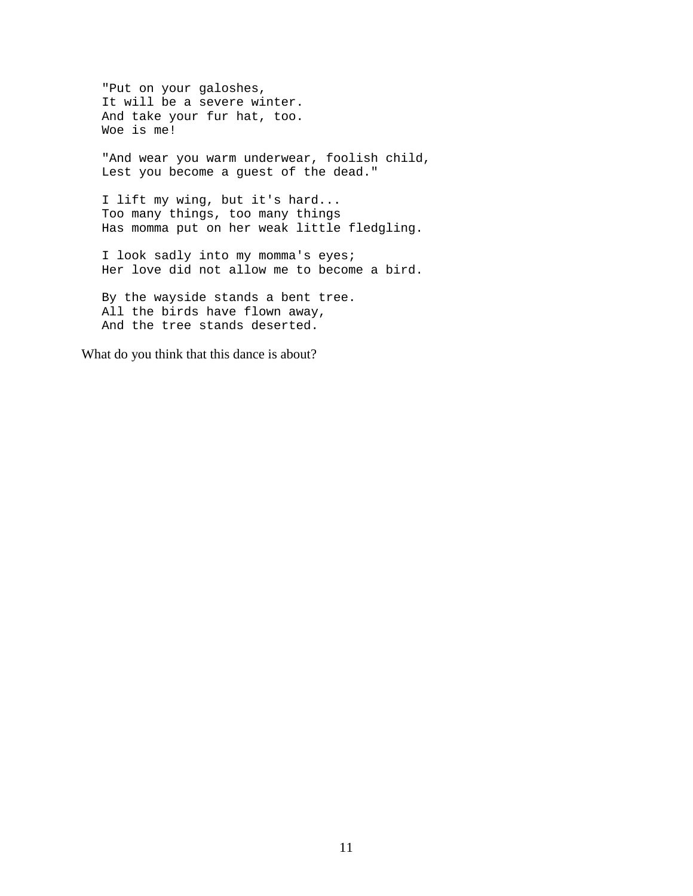```
"Put on your galoshes,
It will be a severe winter.
And take your fur hat, too.
Woe is me!

"And wear you warm underwear, foolish child,
Lest you become a guest of the dead."

I lift my wing, but it's hard...
Too many things, too many things
Has momma put on her weak little fledgling.

I look sadly into my momma's eyes;
Her love did not allow me to become a bird.

By the wayside stands a bent tree.
All the birds have flown away,
And the tree stands deserted.
```

What do you think that this dance is about?